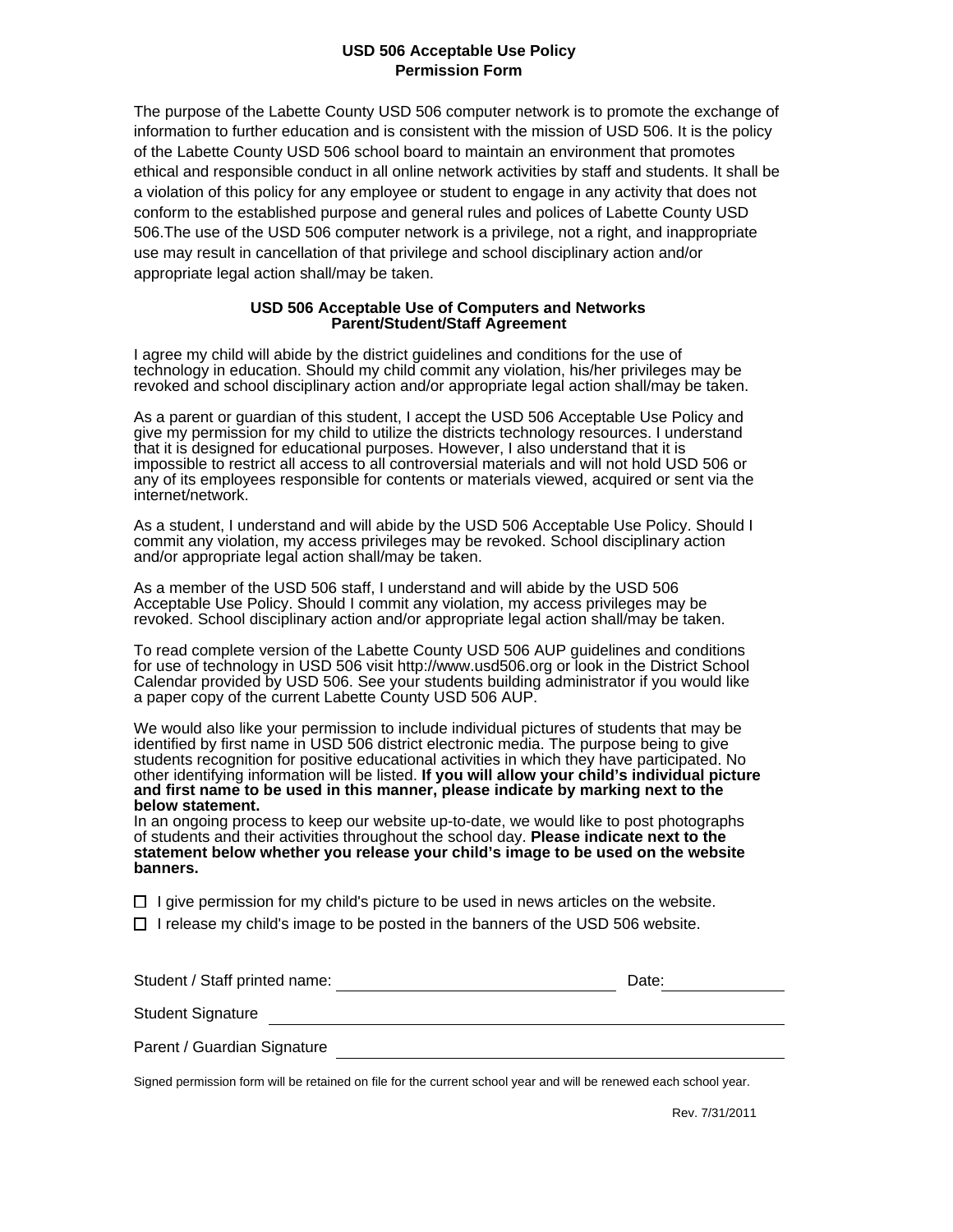## USD 506 Acceptable Use Policy
## Permission Form

The purpose of the Labette County USD 506 computer network is to promote the exchange of information to further education and is consistent with the mission of USD 506. It is the policy of the Labette County USD 506 school board to maintain an environment that promotes ethical and responsible conduct in all online network activities by staff and students. It shall be a violation of this policy for any employee or student to engage in any activity that does not conform to the established purpose and general rules and polices of Labette County USD 506.The use of the USD 506 computer network is a privilege, not a right, and inappropriate use may result in cancellation of that privilege and school disciplinary action and/or appropriate legal action shall/may be taken.

### USD 506 Acceptable Use of Computers and Networks
### Parent/Student/Staff Agreement

I agree my child will abide by the district guidelines and conditions for the use of technology in education. Should my child commit any violation, his/her privileges may be revoked and school disciplinary action and/or appropriate legal action shall/may be taken.

As a parent or guardian of this student, I accept the USD 506 Acceptable Use Policy and give my permission for my child to utilize the districts technology resources. I understand that it is designed for educational purposes. However, I also understand that it is impossible to restrict all access to all controversial materials and will not hold USD 506 or any of its employees responsible for contents or materials viewed, acquired or sent via the internet/network.

As a student, I understand and will abide by the USD 506 Acceptable Use Policy. Should I commit any violation, my access privileges may be revoked. School disciplinary action and/or appropriate legal action shall/may be taken.

As a member of the USD 506 staff, I understand and will abide by the USD 506 Acceptable Use Policy. Should I commit any violation, my access privileges may be revoked. School disciplinary action and/or appropriate legal action shall/may be taken.

To read complete version of the Labette County USD 506 AUP guidelines and conditions for use of technology in USD 506 visit http://www.usd506.org or look in the District School Calendar provided by USD 506. See your students building administrator if you would like a paper copy of the current Labette County USD 506 AUP.

We would also like your permission to include individual pictures of students that may be identified by first name in USD 506 district electronic media. The purpose being to give students recognition for positive educational activities in which they have participated. No other identifying information will be listed. **If you will allow your child's individual picture and first name to be used in this manner, please indicate by marking next to the below statement.**
In an ongoing process to keep our website up-to-date, we would like to post photographs of students and their activities throughout the school day. **Please indicate next to the statement below whether you release your child's image to be used on the website banners.**

☐ I give permission for my child's picture to be used in news articles on the website.

☐ I release my child's image to be posted in the banners of the USD 506 website.

Student / Staff printed name: ______________________________ Date: ______________

Student Signature ______________________________________________

Parent / Guardian Signature ______________________________________________

Signed permission form will be retained on file for the current school year and will be renewed each school year.

Rev. 7/31/2011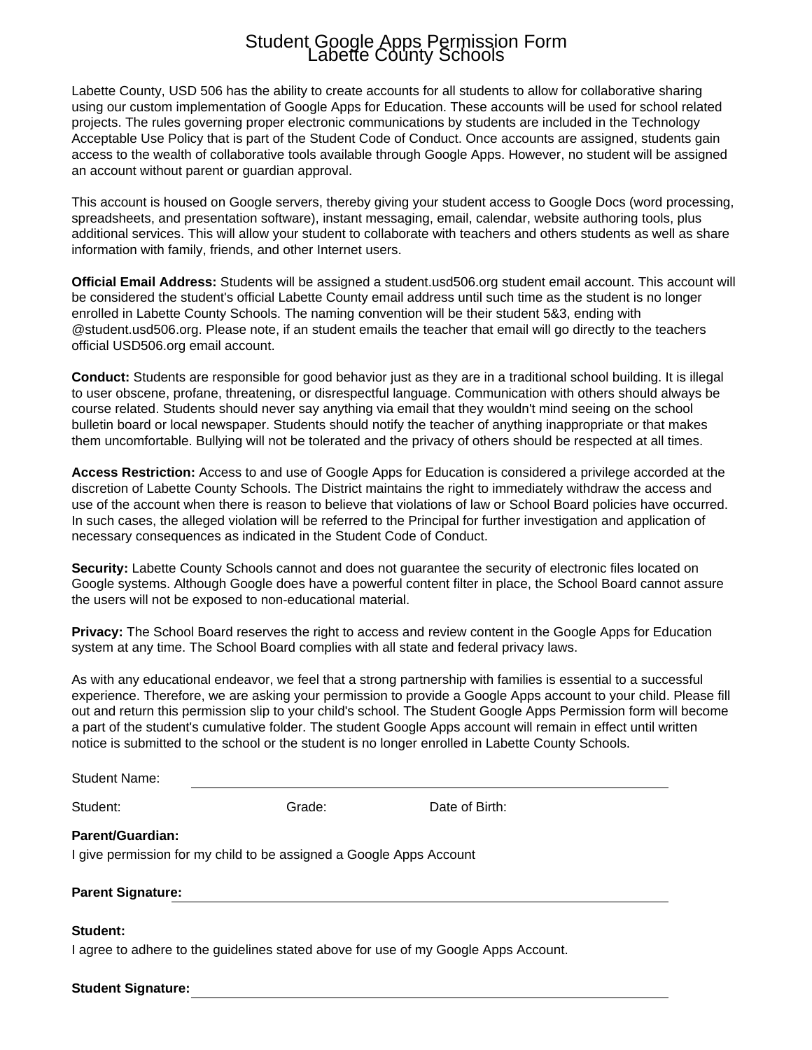# Student Google Apps Permission Form
# Labette County Schools

Labette County, USD 506 has the ability to create accounts for all students to allow for collaborative sharing using our custom implementation of Google Apps for Education. These accounts will be used for school related projects. The rules governing proper electronic communications by students are included in the Technology Acceptable Use Policy that is part of the Student Code of Conduct. Once accounts are assigned, students gain access to the wealth of collaborative tools available through Google Apps. However, no student will be assigned an account without parent or guardian approval.

This account is housed on Google servers, thereby giving your student access to Google Docs (word processing, spreadsheets, and presentation software), instant messaging, email, calendar, website authoring tools, plus additional services. This will allow your student to collaborate with teachers and others students as well as share information with family, friends, and other Internet users.

**Official Email Address:** Students will be assigned a student.usd506.org student email account. This account will be considered the student's official Labette County email address until such time as the student is no longer enrolled in Labette County Schools. The naming convention will be their student 5&3, ending with @student.usd506.org. Please note, if an student emails the teacher that email will go directly to the teachers official USD506.org email account.

**Conduct:** Students are responsible for good behavior just as they are in a traditional school building. It is illegal to user obscene, profane, threatening, or disrespectful language. Communication with others should always be course related. Students should never say anything via email that they wouldn't mind seeing on the school bulletin board or local newspaper. Students should notify the teacher of anything inappropriate or that makes them uncomfortable. Bullying will not be tolerated and the privacy of others should be respected at all times.

**Access Restriction:** Access to and use of Google Apps for Education is considered a privilege accorded at the discretion of Labette County Schools. The District maintains the right to immediately withdraw the access and use of the account when there is reason to believe that violations of law or School Board policies have occurred. In such cases, the alleged violation will be referred to the Principal for further investigation and application of necessary consequences as indicated in the Student Code of Conduct.

**Security:** Labette County Schools cannot and does not guarantee the security of electronic files located on Google systems. Although Google does have a powerful content filter in place, the School Board cannot assure the users will not be exposed to non-educational material.

**Privacy:** The School Board reserves the right to access and review content in the Google Apps for Education system at any time. The School Board complies with all state and federal privacy laws.

As with any educational endeavor, we feel that a strong partnership with families is essential to a successful experience. Therefore, we are asking your permission to provide a Google Apps account to your child. Please fill out and return this permission slip to your child's school. The Student Google Apps Permission form will become a part of the student's cumulative folder. The student Google Apps account will remain in effect until written notice is submitted to the school or the student is no longer enrolled in Labette County Schools.

Student Name: ______________________________

Student: Grade: Date of Birth:

**Parent/Guardian:**

I give permission for my child to be assigned a Google Apps Account

**Parent Signature:** ______________________________

**Student:**

I agree to adhere to the guidelines stated above for use of my Google Apps Account.

**Student Signature:** ______________________________